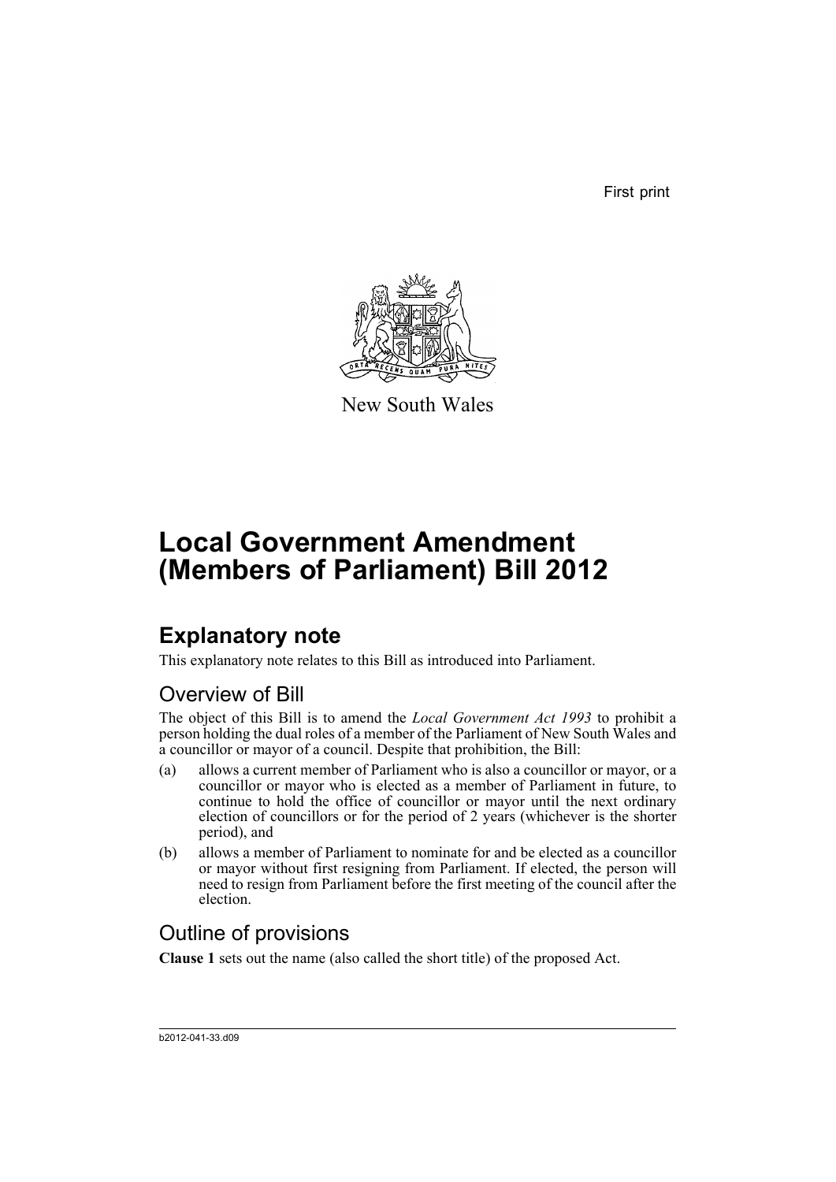First print

New South Wales

# Local Government Amendment (Members of Parliament) Bill 2012

## Explanatory note

This explanatory note relates to this Bill as introduced into Parliament.

### Overview of Bill

The object of this Bill is to amend the *Local Government Act 1993* to prohibit a person holding the dual roles of a member of the Parliament of New South Wales and a councillor or mayor of a council. Despite that prohibition, the Bill:

(a) allows a current member of Parliament who is also a councillor or mayor, or a councillor or mayor who is elected as a member of Parliament in future, to continue to hold the office of councillor or mayor until the next ordinary election of councillors or for the period of 2 years (whichever is the shorter period), and

(b) allows a member of Parliament to nominate for and be elected as a councillor or mayor without first resigning from Parliament. If elected, the person will need to resign from Parliament before the first meeting of the council after the election.

### Outline of provisions

**Clause 1** sets out the name (also called the short title) of the proposed Act.

b2012-041-33.d09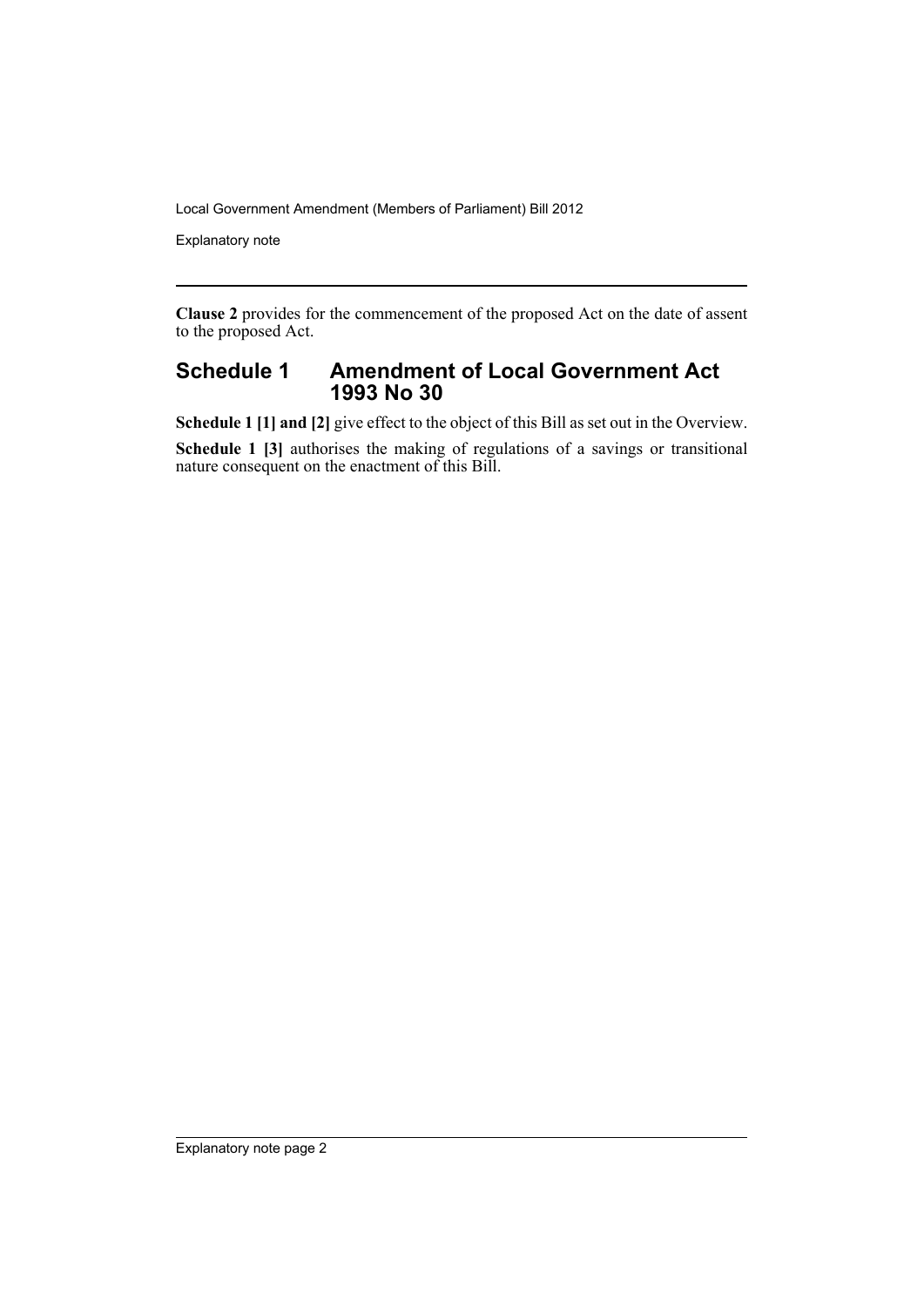**Clause 2** provides for the commencement of the proposed Act on the date of assent to the proposed Act.

## Schedule 1 Amendment of Local Government Act 1993 No 30

**Schedule 1 [1] and [2]** give effect to the object of this Bill as set out in the Overview.

**Schedule 1 [3]** authorises the making of regulations of a savings or transitional nature consequent on the enactment of this Bill.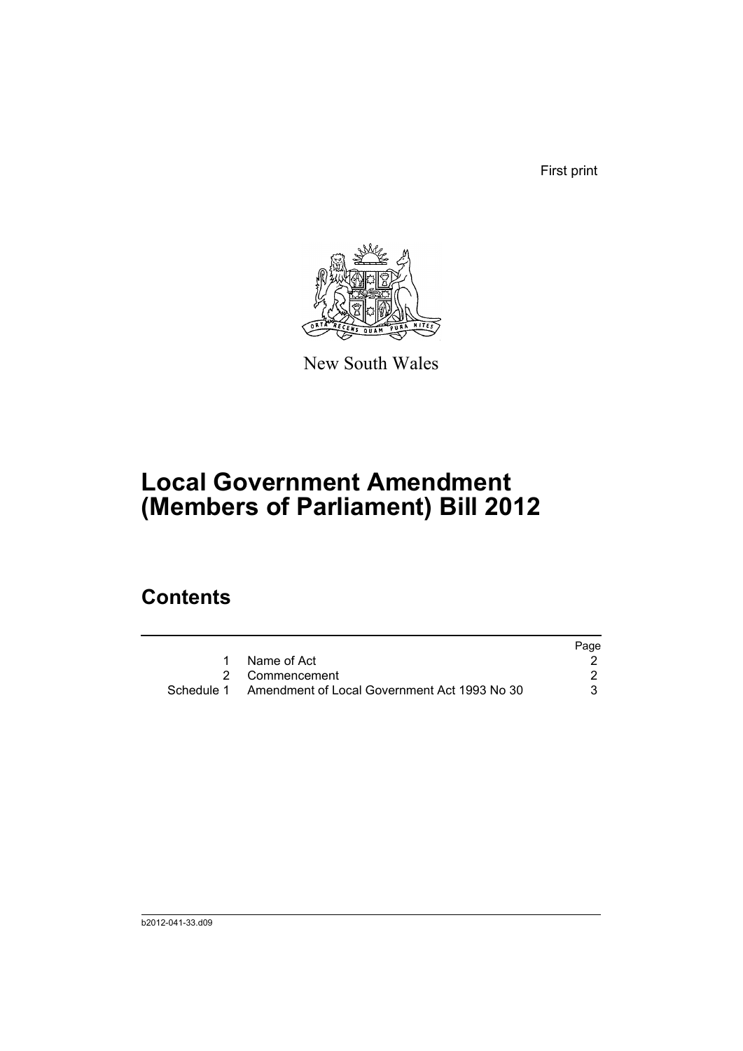First print

New South Wales

# Local Government Amendment (Members of Parliament) Bill 2012

## Contents

| | | Page |
|---|---|---|
| 1 | Name of Act | 2 |
| 2 | Commencement | 2 |
| Schedule 1 | Amendment of Local Government Act 1993 No 30 | 3 |

b2012-041-33.d09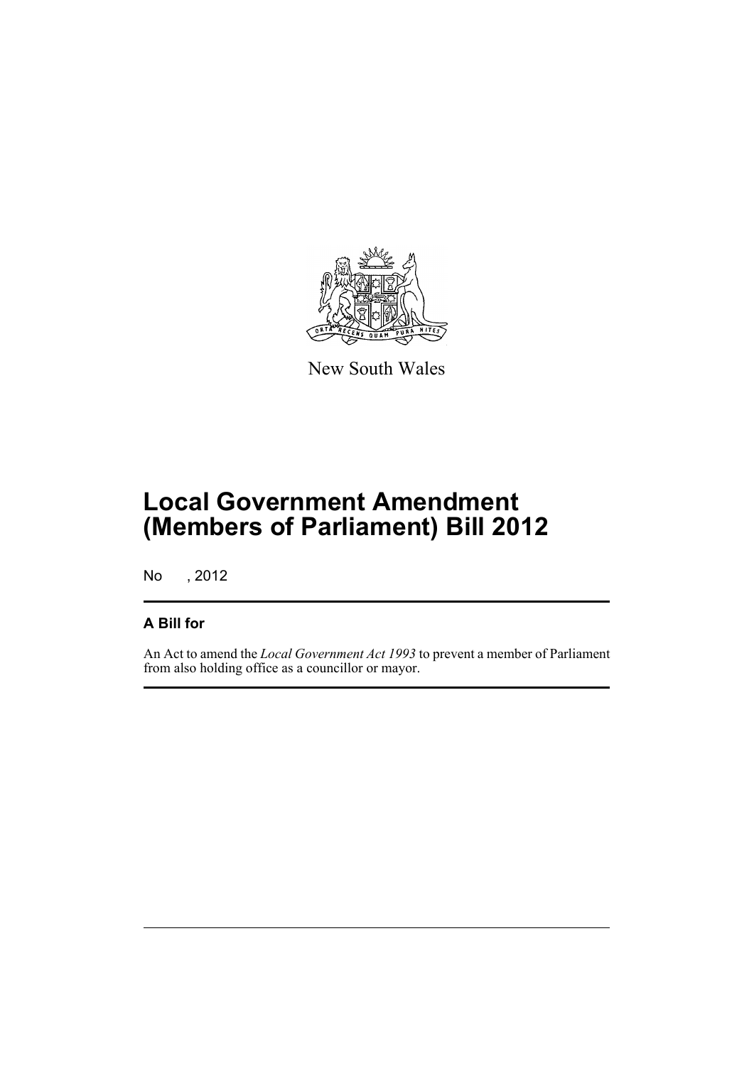New South Wales

# Local Government Amendment (Members of Parliament) Bill 2012

No , 2012

## A Bill for

An Act to amend the *Local Government Act 1993* to prevent a member of Parliament from also holding office as a councillor or mayor.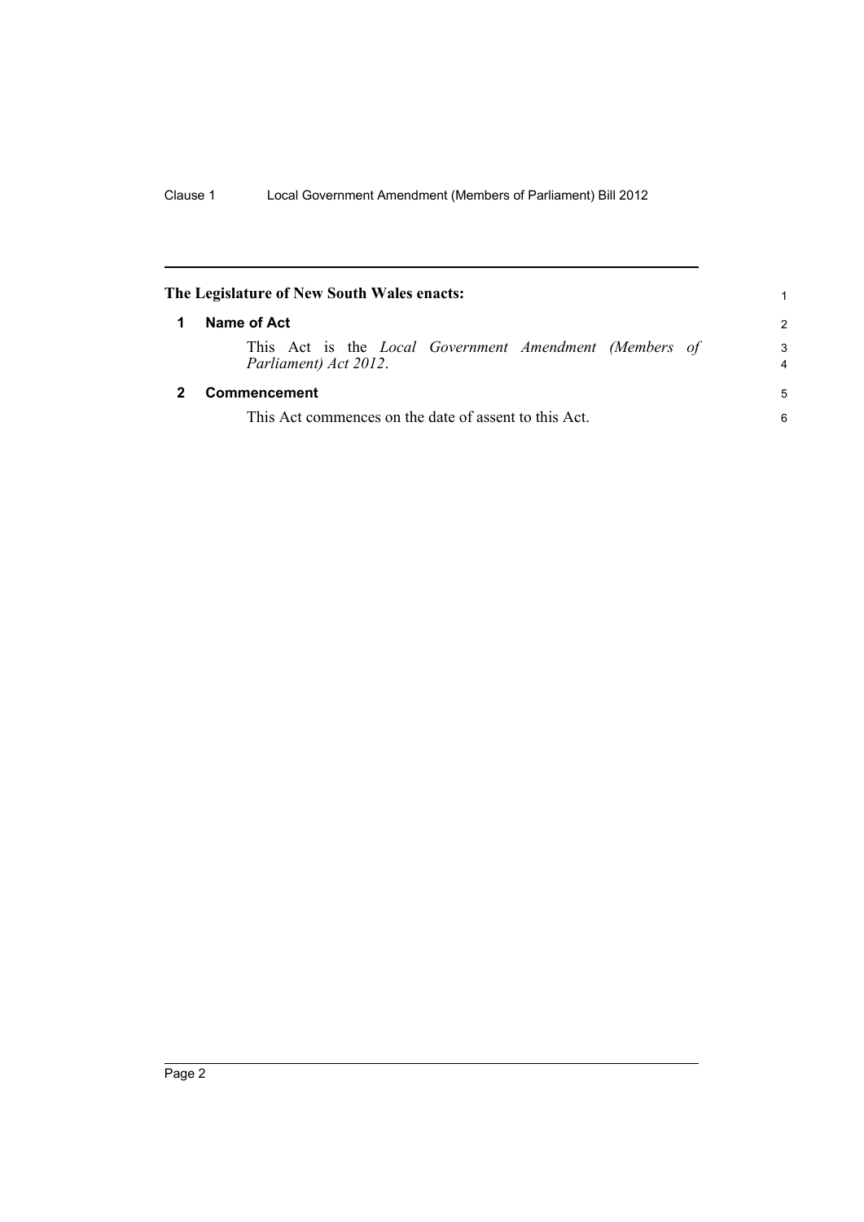**The Legislature of New South Wales enacts:**

## 1 Name of Act

This Act is the *Local Government Amendment (Members of Parliament) Act 2012*.

## 2 Commencement

This Act commences on the date of assent to this Act.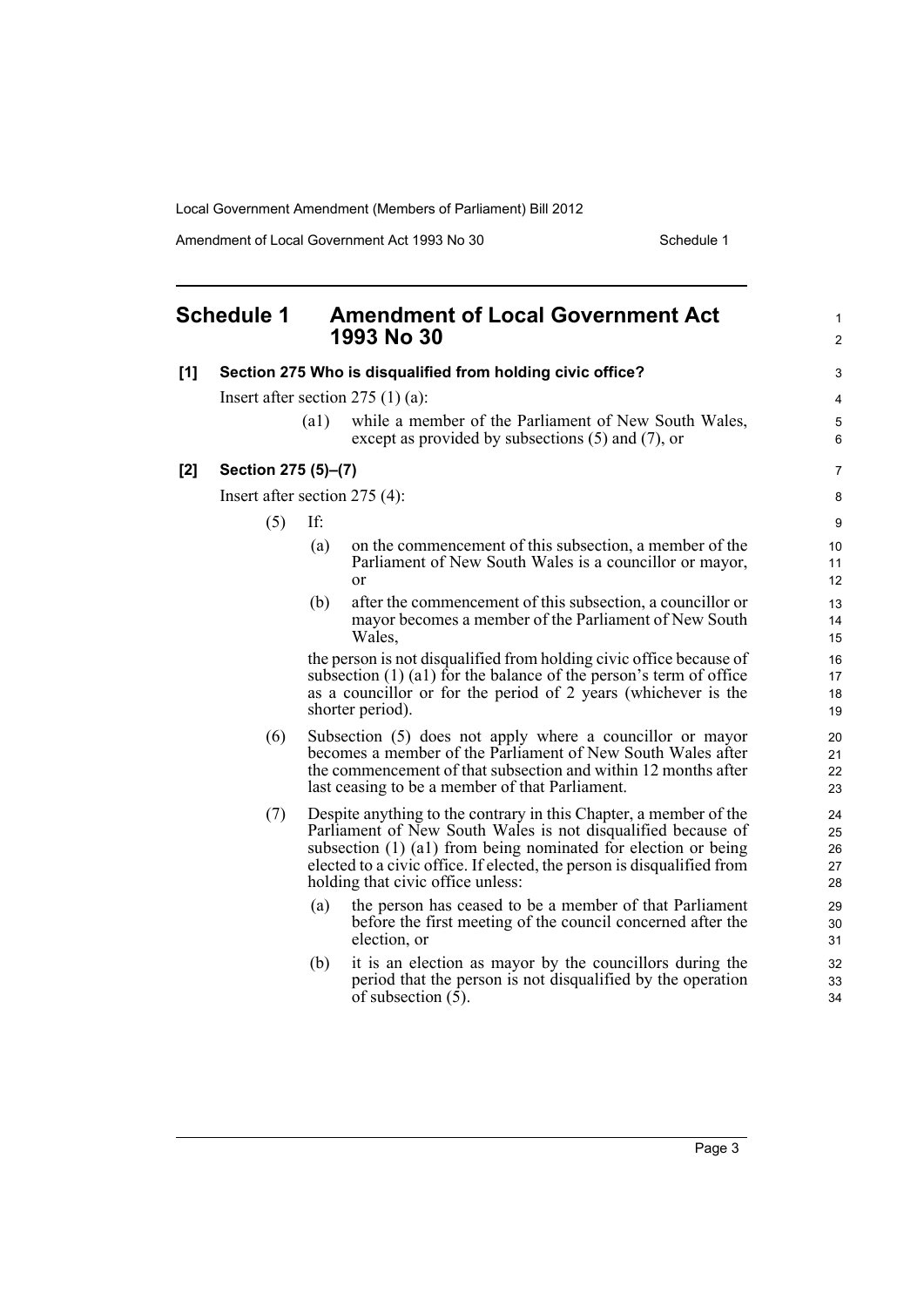# Schedule 1 Amendment of Local Government Act 1993 No 30

**[1] Section 275 Who is disqualified from holding civic office?**

Insert after section 275 (1) (a):

> (a1) while a member of the Parliament of New South Wales, except as provided by subsections (5) and (7), or

**[2] Section 275 (5)–(7)**

Insert after section 275 (4):

> (5) If:
>
> (a) on the commencement of this subsection, a member of the Parliament of New South Wales is a councillor or mayor, or
>
> (b) after the commencement of this subsection, a councillor or mayor becomes a member of the Parliament of New South Wales,
>
> the person is not disqualified from holding civic office because of subsection (1) (a1) for the balance of the person's term of office as a councillor or for the period of 2 years (whichever is the shorter period).
>
> (6) Subsection (5) does not apply where a councillor or mayor becomes a member of the Parliament of New South Wales after the commencement of that subsection and within 12 months after last ceasing to be a member of that Parliament.
>
> (7) Despite anything to the contrary in this Chapter, a member of the Parliament of New South Wales is not disqualified because of subsection (1) (a1) from being nominated for election or being elected to a civic office. If elected, the person is disqualified from holding that civic office unless:
>
> (a) the person has ceased to be a member of that Parliament before the first meeting of the council concerned after the election, or
>
> (b) it is an election as mayor by the councillors during the period that the person is not disqualified by the operation of subsection (5).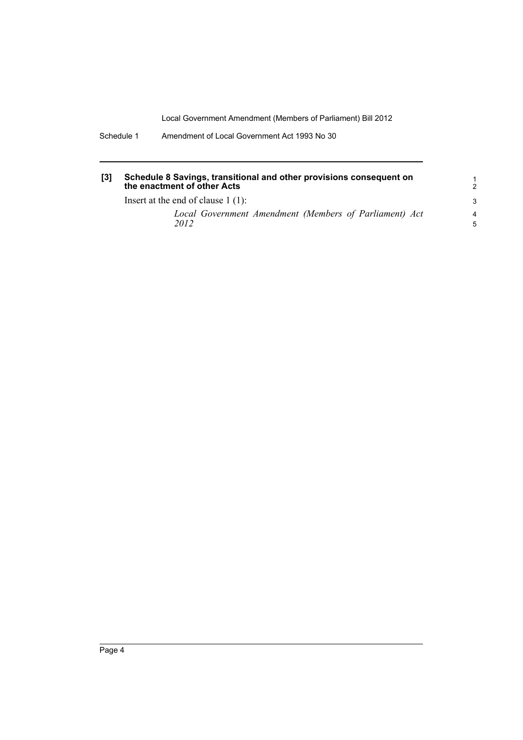**[3] Schedule 8 Savings, transitional and other provisions consequent on the enactment of other Acts**

Insert at the end of clause 1 (1):

*Local Government Amendment (Members of Parliament) Act 2012*